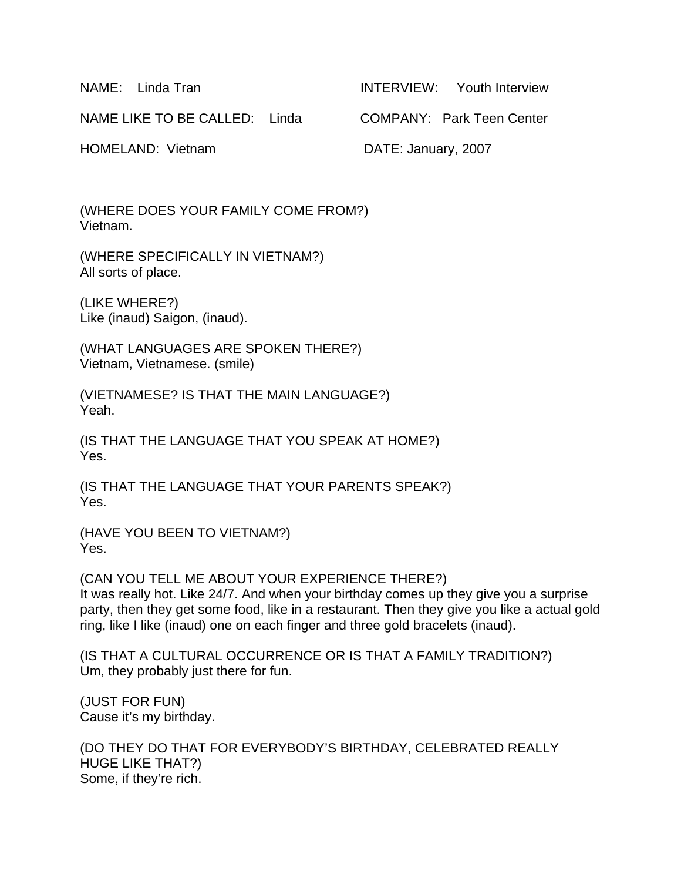NAME: Linda Tran  
NAME LIKE TO BE CALLED: Linda  
HOMELAND: Vietnam  

INTERVIEW: Youth Interview  
COMPANY: Park Teen Center  
DATE: January, 2007  

(WHERE DOES YOUR FAMILY COME FROM?)  
Vietnam.

(WHERE SPECIFICALLY IN VIETNAM?)  
All sorts of place.

(LIKE WHERE?)  
Like (inaud) Saigon, (inaud).

(WHAT LANGUAGES ARE SPOKEN THERE?)  
Vietnam, Vietnamese. (smile)

(VIETNAMESE? IS THAT THE MAIN LANGUAGE?)  
Yeah.

(IS THAT THE LANGUAGE THAT YOU SPEAK AT HOME?)  
Yes.

(IS THAT THE LANGUAGE THAT YOUR PARENTS SPEAK?)  
Yes.

(HAVE YOU BEEN TO VIETNAM?)  
Yes.

(CAN YOU TELL ME ABOUT YOUR EXPERIENCE THERE?)  
It was really hot. Like 24/7. And when your birthday comes up they give you a surprise party, then they get some food, like in a restaurant. Then they give you like a actual gold ring, like I like (inaud) one on each finger and three gold bracelets (inaud).

(IS THAT A CULTURAL OCCURRENCE OR IS THAT A FAMILY TRADITION?)  
Um, they probably just there for fun.

(JUST FOR FUN)  
Cause it's my birthday.

(DO THEY DO THAT FOR EVERYBODY'S BIRTHDAY, CELEBRATED REALLY HUGE LIKE THAT?)  
Some, if they're rich.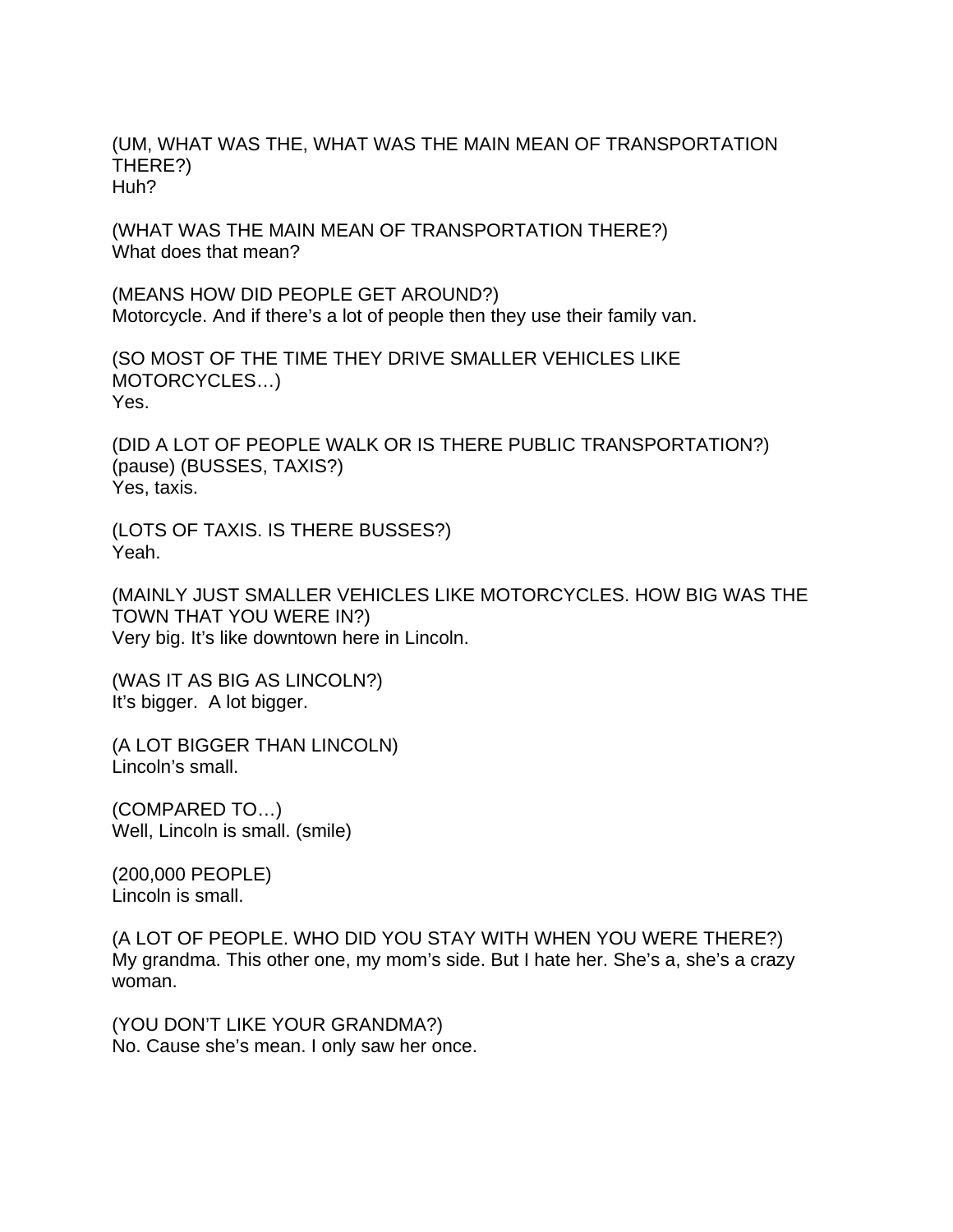(UM, WHAT WAS THE, WHAT WAS THE MAIN MEAN OF TRANSPORTATION THERE?)
Huh?

(WHAT WAS THE MAIN MEAN OF TRANSPORTATION THERE?)
What does that mean?

(MEANS HOW DID PEOPLE GET AROUND?)
Motorcycle. And if there's a lot of people then they use their family van.

(SO MOST OF THE TIME THEY DRIVE SMALLER VEHICLES LIKE MOTORCYCLES…)
Yes.

(DID A LOT OF PEOPLE WALK OR IS THERE PUBLIC TRANSPORTATION?) (pause) (BUSSES, TAXIS?)
Yes, taxis.

(LOTS OF TAXIS. IS THERE BUSSES?)
Yeah.

(MAINLY JUST SMALLER VEHICLES LIKE MOTORCYCLES. HOW BIG WAS THE TOWN THAT YOU WERE IN?)
Very big. It's like downtown here in Lincoln.

(WAS IT AS BIG AS LINCOLN?)
It's bigger. A lot bigger.

(A LOT BIGGER THAN LINCOLN)
Lincoln's small.

(COMPARED TO…)
Well, Lincoln is small. (smile)

(200,000 PEOPLE)
Lincoln is small.

(A LOT OF PEOPLE. WHO DID YOU STAY WITH WHEN YOU WERE THERE?)
My grandma. This other one, my mom's side. But I hate her. She's a, she's a crazy woman.

(YOU DON'T LIKE YOUR GRANDMA?)
No. Cause she's mean. I only saw her once.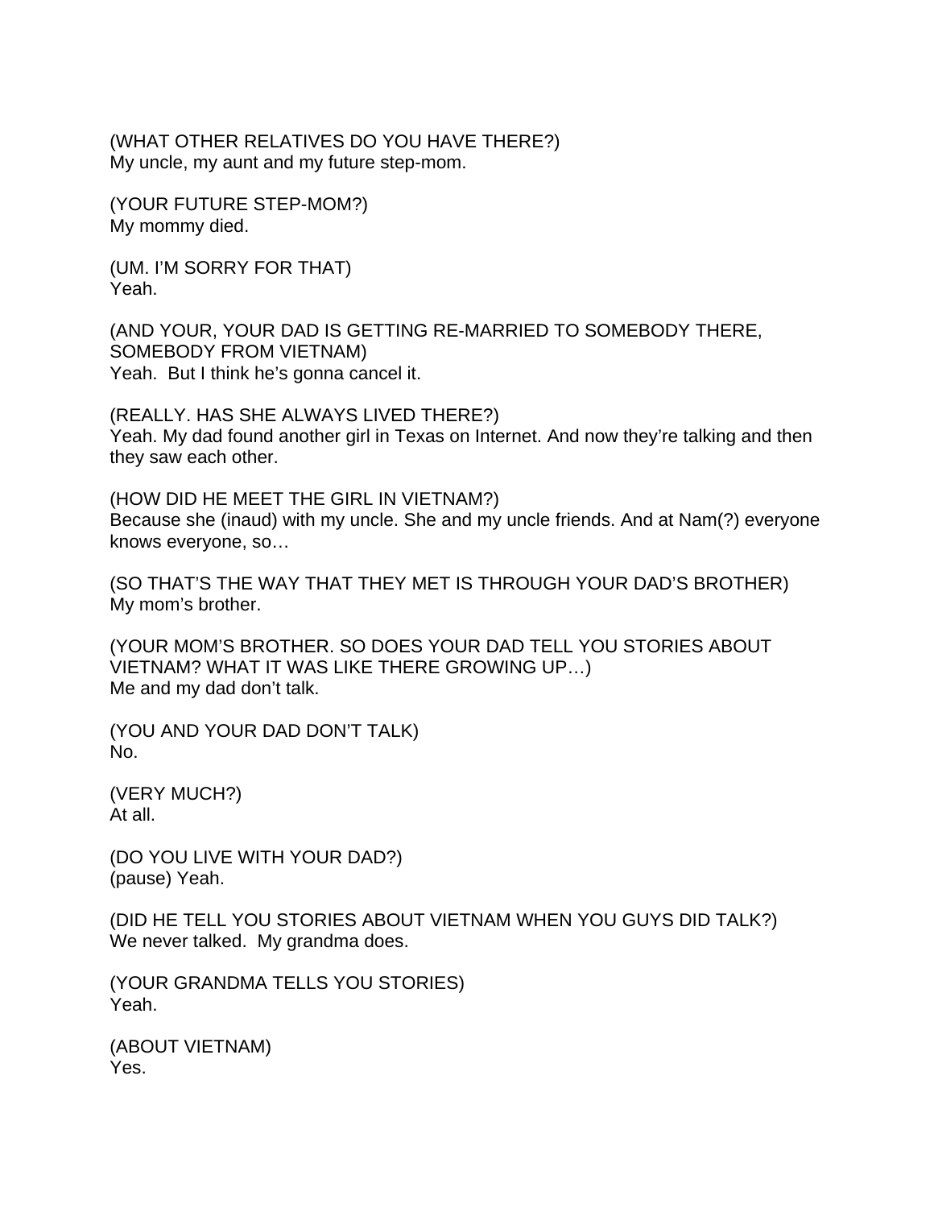(WHAT OTHER RELATIVES DO YOU HAVE THERE?)
My uncle, my aunt and my future step-mom.

(YOUR FUTURE STEP-MOM?)
My mommy died.

(UM. I'M SORRY FOR THAT)
Yeah.

(AND YOUR, YOUR DAD IS GETTING RE-MARRIED TO SOMEBODY THERE, SOMEBODY FROM VIETNAM)
Yeah. But I think he's gonna cancel it.

(REALLY. HAS SHE ALWAYS LIVED THERE?)
Yeah. My dad found another girl in Texas on Internet. And now they're talking and then they saw each other.

(HOW DID HE MEET THE GIRL IN VIETNAM?)
Because she (inaud) with my uncle. She and my uncle friends. And at Nam(?) everyone knows everyone, so…

(SO THAT'S THE WAY THAT THEY MET IS THROUGH YOUR DAD'S BROTHER)
My mom's brother.

(YOUR MOM'S BROTHER. SO DOES YOUR DAD TELL YOU STORIES ABOUT VIETNAM? WHAT IT WAS LIKE THERE GROWING UP…)
Me and my dad don't talk.

(YOU AND YOUR DAD DON'T TALK)
No.

(VERY MUCH?)
At all.

(DO YOU LIVE WITH YOUR DAD?)
(pause) Yeah.

(DID HE TELL YOU STORIES ABOUT VIETNAM WHEN YOU GUYS DID TALK?)
We never talked. My grandma does.

(YOUR GRANDMA TELLS YOU STORIES)
Yeah.

(ABOUT VIETNAM)
Yes.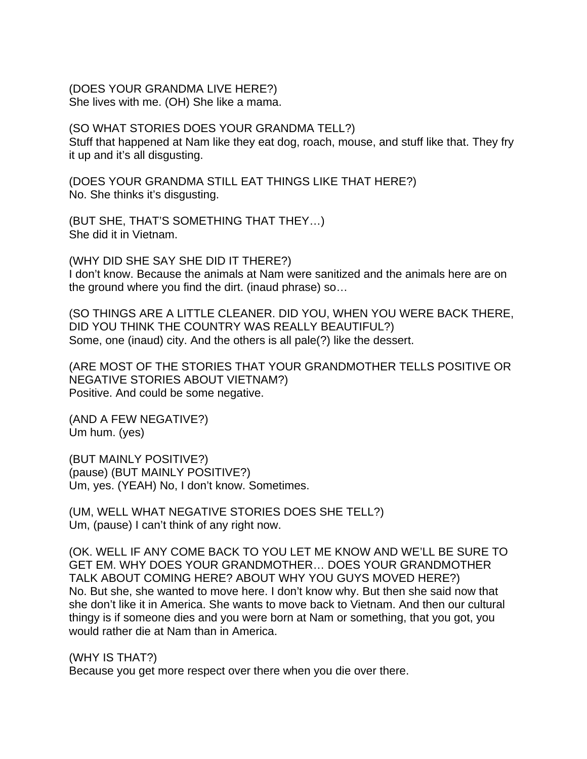(DOES YOUR GRANDMA LIVE HERE?)
She lives with me. (OH) She like a mama.

(SO WHAT STORIES DOES YOUR GRANDMA TELL?)
Stuff that happened at Nam like they eat dog, roach, mouse, and stuff like that. They fry it up and it's all disgusting.

(DOES YOUR GRANDMA STILL EAT THINGS LIKE THAT HERE?)
No. She thinks it's disgusting.

(BUT SHE, THAT'S SOMETHING THAT THEY…)
She did it in Vietnam.

(WHY DID SHE SAY SHE DID IT THERE?)
I don't know. Because the animals at Nam were sanitized and the animals here are on the ground where you find the dirt. (inaud phrase) so…

(SO THINGS ARE A LITTLE CLEANER. DID YOU, WHEN YOU WERE BACK THERE, DID YOU THINK THE COUNTRY WAS REALLY BEAUTIFUL?)
Some, one (inaud) city. And the others is all pale(?) like the dessert.

(ARE MOST OF THE STORIES THAT YOUR GRANDMOTHER TELLS POSITIVE OR NEGATIVE STORIES ABOUT VIETNAM?)
Positive. And could be some negative.

(AND A FEW NEGATIVE?)
Um hum. (yes)

(BUT MAINLY POSITIVE?)
(pause) (BUT MAINLY POSITIVE?)
Um, yes. (YEAH) No, I don't know. Sometimes.

(UM, WELL WHAT NEGATIVE STORIES DOES SHE TELL?)
Um, (pause) I can't think of any right now.

(OK. WELL IF ANY COME BACK TO YOU LET ME KNOW AND WE'LL BE SURE TO GET EM. WHY DOES YOUR GRANDMOTHER… DOES YOUR GRANDMOTHER TALK ABOUT COMING HERE? ABOUT WHY YOU GUYS MOVED HERE?)
No. But she, she wanted to move here. I don't know why. But then she said now that she don't like it in America. She wants to move back to Vietnam. And then our cultural thingy is if someone dies and you were born at Nam or something, that you got, you would rather die at Nam than in America.

(WHY IS THAT?)
Because you get more respect over there when you die over there.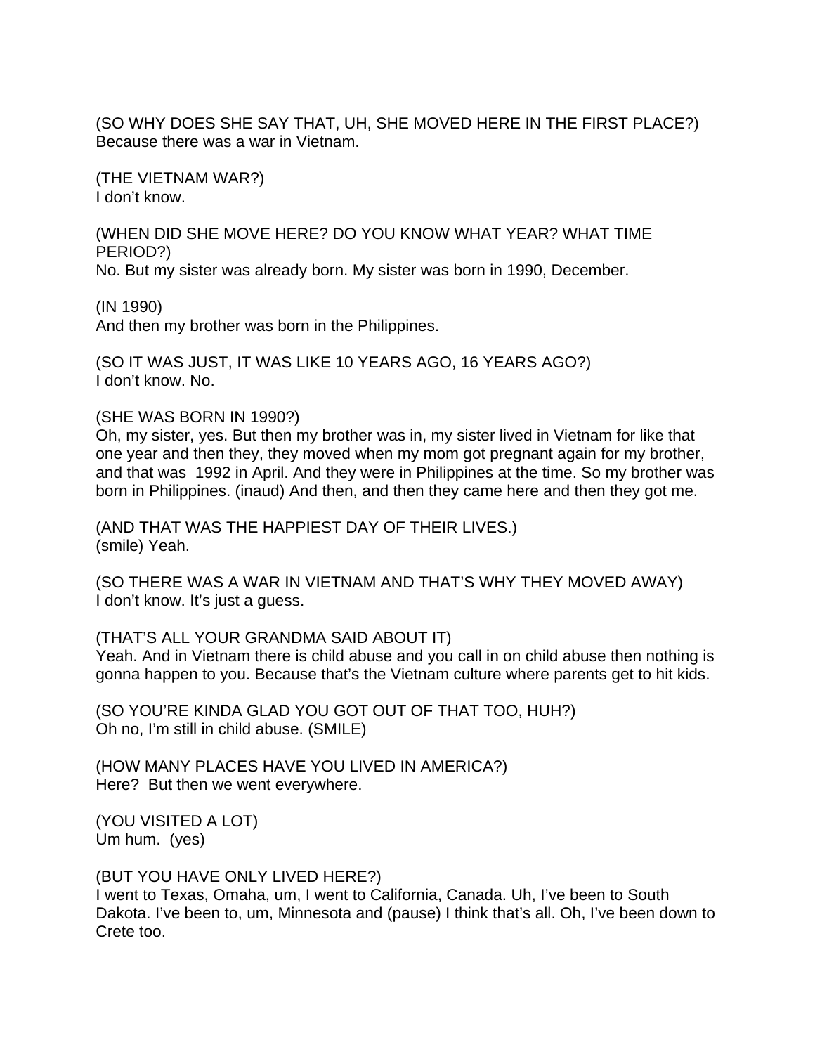(SO WHY DOES SHE SAY THAT, UH, SHE MOVED HERE IN THE FIRST PLACE?)
Because there was a war in Vietnam.

(THE VIETNAM WAR?)
I don't know.

(WHEN DID SHE MOVE HERE? DO YOU KNOW WHAT YEAR? WHAT TIME PERIOD?)
No. But my sister was already born. My sister was born in 1990, December.

(IN 1990)
And then my brother was born in the Philippines.

(SO IT WAS JUST, IT WAS LIKE 10 YEARS AGO, 16 YEARS AGO?)
I don't know. No.

(SHE WAS BORN IN 1990?)
Oh, my sister, yes. But then my brother was in, my sister lived in Vietnam for like that one year and then they, they moved when my mom got pregnant again for my brother, and that was 1992 in April. And they were in Philippines at the time. So my brother was born in Philippines. (inaud) And then, and then they came here and then they got me.

(AND THAT WAS THE HAPPIEST DAY OF THEIR LIVES.)
(smile) Yeah.

(SO THERE WAS A WAR IN VIETNAM AND THAT'S WHY THEY MOVED AWAY)
I don't know. It's just a guess.

(THAT'S ALL YOUR GRANDMA SAID ABOUT IT)
Yeah. And in Vietnam there is child abuse and you call in on child abuse then nothing is gonna happen to you. Because that's the Vietnam culture where parents get to hit kids.

(SO YOU'RE KINDA GLAD YOU GOT OUT OF THAT TOO, HUH?)
Oh no, I'm still in child abuse. (SMILE)

(HOW MANY PLACES HAVE YOU LIVED IN AMERICA?)
Here? But then we went everywhere.

(YOU VISITED A LOT)
Um hum. (yes)

(BUT YOU HAVE ONLY LIVED HERE?)
I went to Texas, Omaha, um, I went to California, Canada. Uh, I've been to South Dakota. I've been to, um, Minnesota and (pause) I think that's all. Oh, I've been down to Crete too.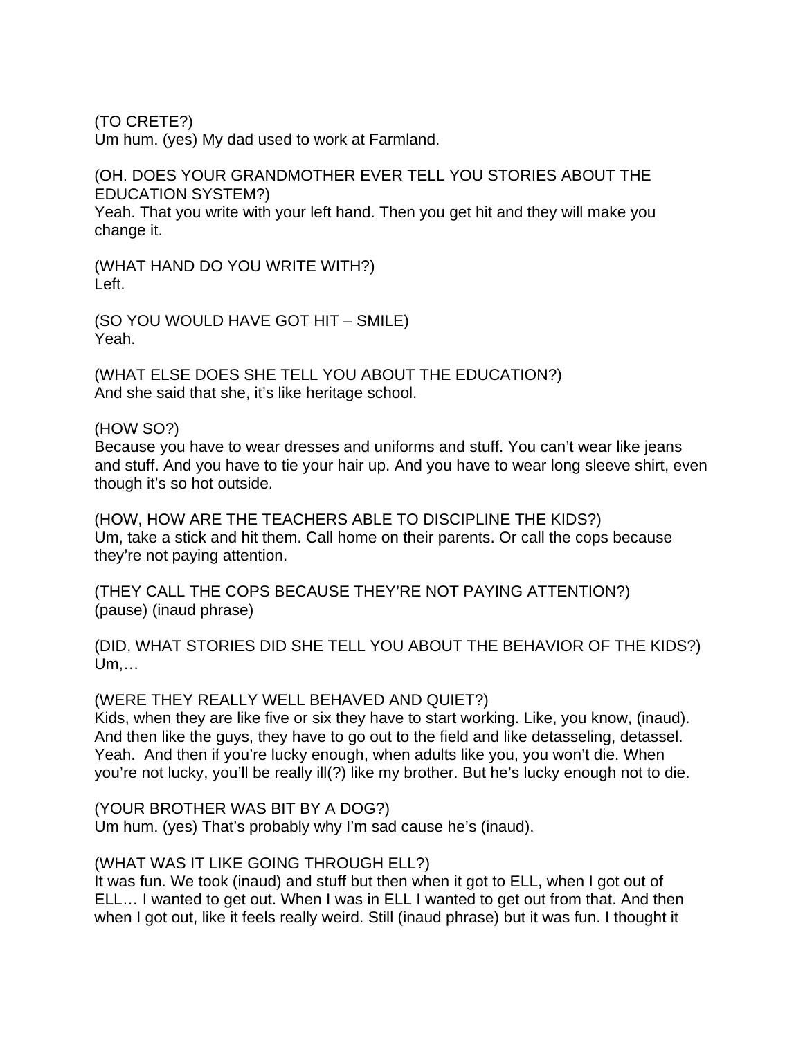(TO CRETE?)
Um hum. (yes) My dad used to work at Farmland.

(OH. DOES YOUR GRANDMOTHER EVER TELL YOU STORIES ABOUT THE EDUCATION SYSTEM?)
Yeah. That you write with your left hand. Then you get hit and they will make you change it.

(WHAT HAND DO YOU WRITE WITH?)
Left.

(SO YOU WOULD HAVE GOT HIT – SMILE)
Yeah.

(WHAT ELSE DOES SHE TELL YOU ABOUT THE EDUCATION?)
And she said that she, it's like heritage school.

(HOW SO?)
Because you have to wear dresses and uniforms and stuff. You can't wear like jeans and stuff. And you have to tie your hair up. And you have to wear long sleeve shirt, even though it's so hot outside.

(HOW, HOW ARE THE TEACHERS ABLE TO DISCIPLINE THE KIDS?)
Um, take a stick and hit them. Call home on their parents. Or call the cops because they're not paying attention.

(THEY CALL THE COPS BECAUSE THEY'RE NOT PAYING ATTENTION?)
(pause) (inaud phrase)

(DID, WHAT STORIES DID SHE TELL YOU ABOUT THE BEHAVIOR OF THE KIDS?)
Um,…

(WERE THEY REALLY WELL BEHAVED AND QUIET?)
Kids, when they are like five or six they have to start working. Like, you know, (inaud). And then like the guys, they have to go out to the field and like detasseling, detassel. Yeah. And then if you're lucky enough, when adults like you, you won't die. When you're not lucky, you'll be really ill(?) like my brother. But he's lucky enough not to die.

(YOUR BROTHER WAS BIT BY A DOG?)
Um hum. (yes) That's probably why I'm sad cause he's (inaud).

(WHAT WAS IT LIKE GOING THROUGH ELL?)
It was fun. We took (inaud) and stuff but then when it got to ELL, when I got out of ELL… I wanted to get out. When I was in ELL I wanted to get out from that. And then when I got out, like it feels really weird. Still (inaud phrase) but it was fun. I thought it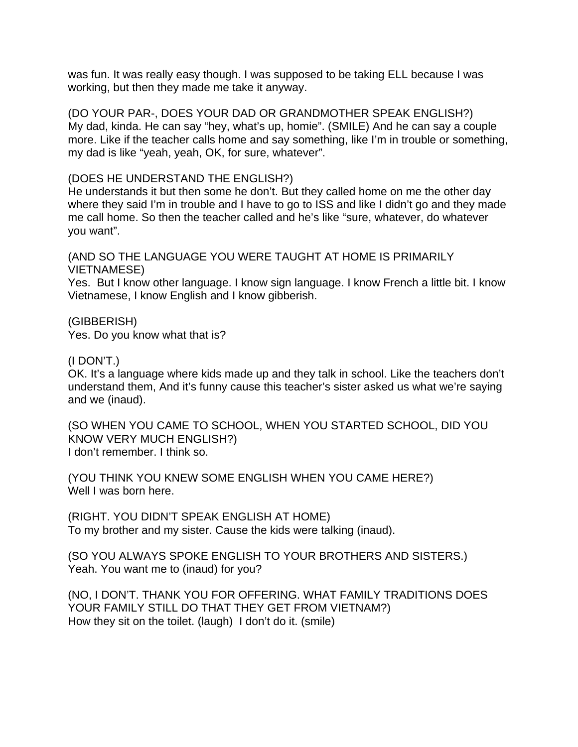was fun. It was really easy though. I was supposed to be taking ELL because I was working, but then they made me take it anyway.

(DO YOUR PAR-, DOES YOUR DAD OR GRANDMOTHER SPEAK ENGLISH?)
My dad, kinda. He can say “hey, what’s up, homie”. (SMILE) And he can say a couple more. Like if the teacher calls home and say something, like I’m in trouble or something, my dad is like “yeah, yeah, OK, for sure, whatever”.

(DOES HE UNDERSTAND THE ENGLISH?)
He understands it but then some he don’t. But they called home on me the other day where they said I’m in trouble and I have to go to ISS and like I didn’t go and they made me call home. So then the teacher called and he’s like “sure, whatever, do whatever you want”.

(AND SO THE LANGUAGE YOU WERE TAUGHT AT HOME IS PRIMARILY VIETNAMESE)
Yes. But I know other language. I know sign language. I know French a little bit. I know Vietnamese, I know English and I know gibberish.

(GIBBERISH)
Yes. Do you know what that is?

(I DON’T.)
OK. It’s a language where kids made up and they talk in school. Like the teachers don’t understand them, And it’s funny cause this teacher’s sister asked us what we’re saying and we (inaud).

(SO WHEN YOU CAME TO SCHOOL, WHEN YOU STARTED SCHOOL, DID YOU KNOW VERY MUCH ENGLISH?)
I don’t remember. I think so.

(YOU THINK YOU KNEW SOME ENGLISH WHEN YOU CAME HERE?)
Well I was born here.

(RIGHT. YOU DIDN’T SPEAK ENGLISH AT HOME)
To my brother and my sister. Cause the kids were talking (inaud).

(SO YOU ALWAYS SPOKE ENGLISH TO YOUR BROTHERS AND SISTERS.)
Yeah. You want me to (inaud) for you?

(NO, I DON’T. THANK YOU FOR OFFERING. WHAT FAMILY TRADITIONS DOES YOUR FAMILY STILL DO THAT THEY GET FROM VIETNAM?)
How they sit on the toilet. (laugh) I don’t do it. (smile)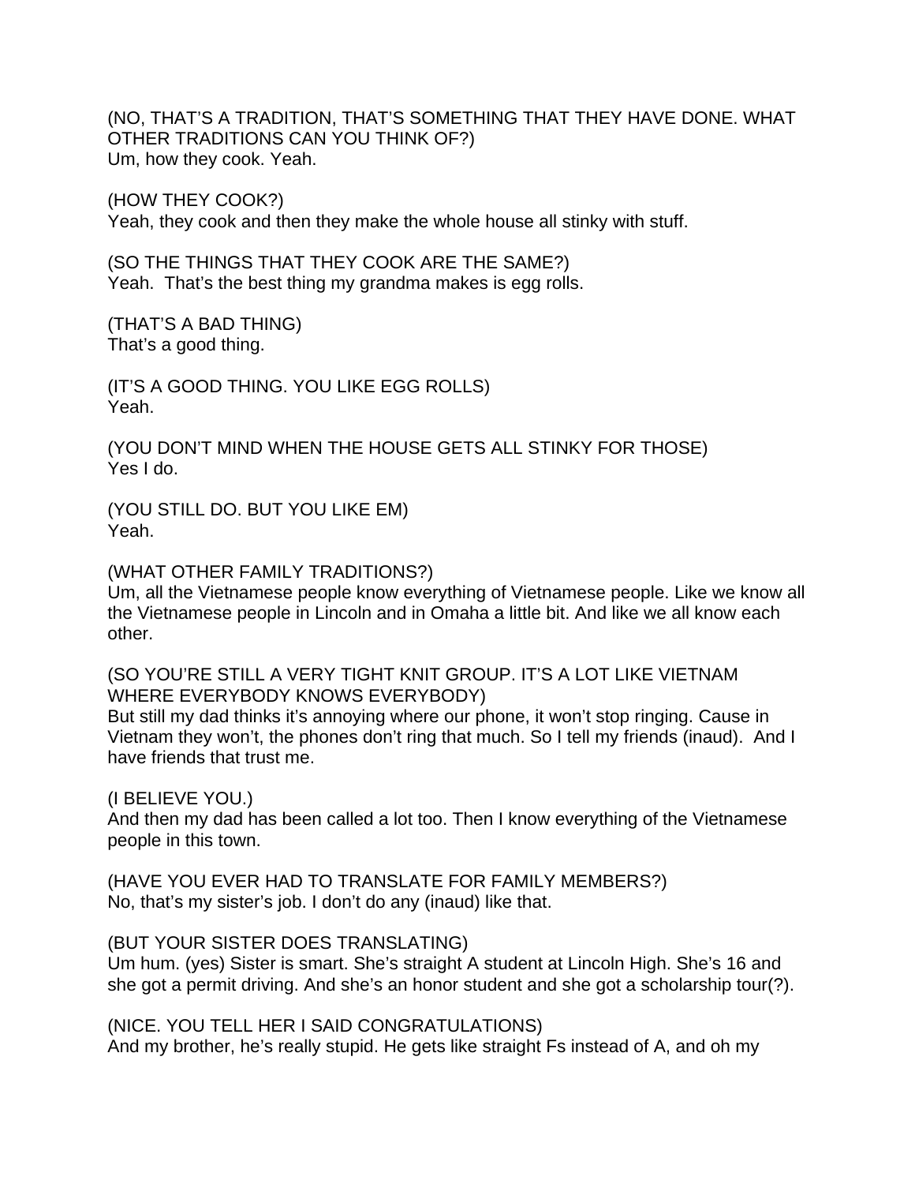(NO, THAT'S A TRADITION, THAT'S SOMETHING THAT THEY HAVE DONE. WHAT OTHER TRADITIONS CAN YOU THINK OF?)
Um, how they cook. Yeah.

(HOW THEY COOK?)
Yeah, they cook and then they make the whole house all stinky with stuff.

(SO THE THINGS THAT THEY COOK ARE THE SAME?)
Yeah. That's the best thing my grandma makes is egg rolls.

(THAT'S A BAD THING)
That's a good thing.

(IT'S A GOOD THING. YOU LIKE EGG ROLLS)
Yeah.

(YOU DON'T MIND WHEN THE HOUSE GETS ALL STINKY FOR THOSE)
Yes I do.

(YOU STILL DO. BUT YOU LIKE EM)
Yeah.

(WHAT OTHER FAMILY TRADITIONS?)
Um, all the Vietnamese people know everything of Vietnamese people. Like we know all the Vietnamese people in Lincoln and in Omaha a little bit. And like we all know each other.

(SO YOU'RE STILL A VERY TIGHT KNIT GROUP. IT'S A LOT LIKE VIETNAM WHERE EVERYBODY KNOWS EVERYBODY)
But still my dad thinks it's annoying where our phone, it won't stop ringing. Cause in Vietnam they won't, the phones don't ring that much. So I tell my friends (inaud). And I have friends that trust me.

(I BELIEVE YOU.)
And then my dad has been called a lot too. Then I know everything of the Vietnamese people in this town.

(HAVE YOU EVER HAD TO TRANSLATE FOR FAMILY MEMBERS?)
No, that's my sister's job. I don't do any (inaud) like that.

(BUT YOUR SISTER DOES TRANSLATING)
Um hum. (yes) Sister is smart. She's straight A student at Lincoln High. She's 16 and she got a permit driving. And she's an honor student and she got a scholarship tour(?).

(NICE. YOU TELL HER I SAID CONGRATULATIONS)
And my brother, he's really stupid. He gets like straight Fs instead of A, and oh my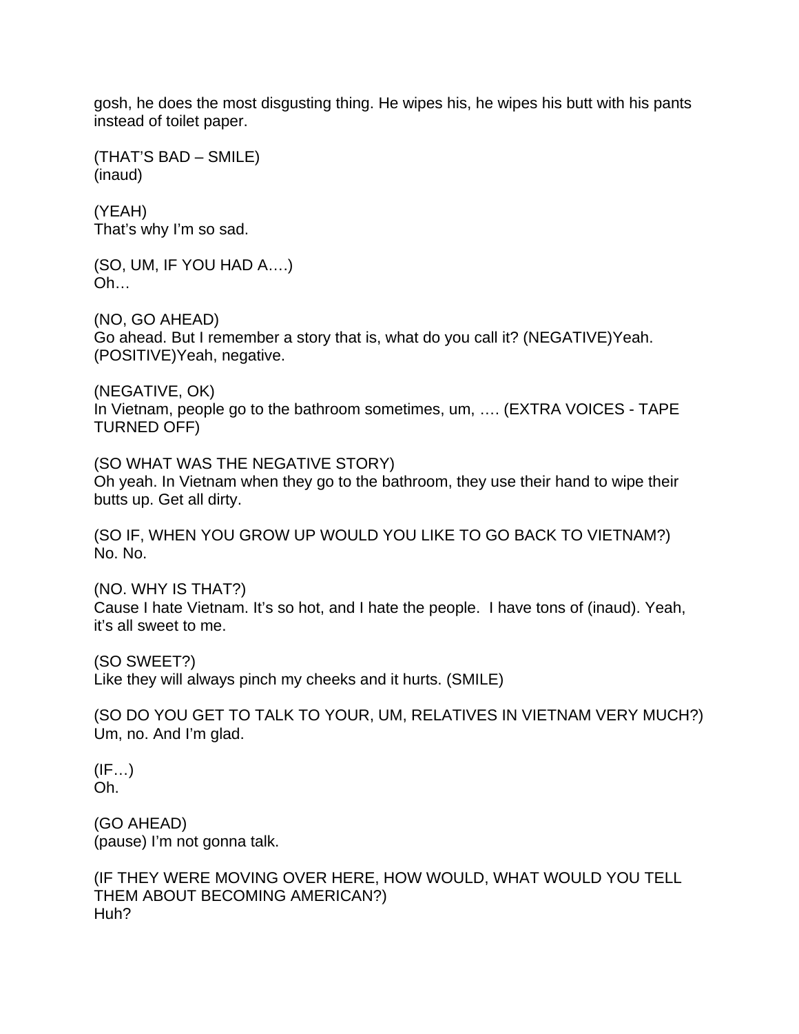gosh, he does the most disgusting thing. He wipes his, he wipes his butt with his pants instead of toilet paper.

(THAT'S BAD – SMILE)
(inaud)

(YEAH)
That's why I'm so sad.

(SO, UM, IF YOU HAD A….)
Oh…

(NO, GO AHEAD)
Go ahead. But I remember a story that is, what do you call it? (NEGATIVE)Yeah. (POSITIVE)Yeah, negative.

(NEGATIVE, OK)
In Vietnam, people go to the bathroom sometimes, um, …. (EXTRA VOICES - TAPE TURNED OFF)

(SO WHAT WAS THE NEGATIVE STORY)
Oh yeah. In Vietnam when they go to the bathroom, they use their hand to wipe their butts up. Get all dirty.

(SO IF, WHEN YOU GROW UP WOULD YOU LIKE TO GO BACK TO VIETNAM?)
No. No.

(NO. WHY IS THAT?)
Cause I hate Vietnam. It's so hot, and I hate the people. I have tons of (inaud). Yeah, it's all sweet to me.

(SO SWEET?)
Like they will always pinch my cheeks and it hurts. (SMILE)

(SO DO YOU GET TO TALK TO YOUR, UM, RELATIVES IN VIETNAM VERY MUCH?)
Um, no. And I'm glad.

(IF…)
Oh.

(GO AHEAD)
(pause) I'm not gonna talk.

(IF THEY WERE MOVING OVER HERE, HOW WOULD, WHAT WOULD YOU TELL THEM ABOUT BECOMING AMERICAN?)
Huh?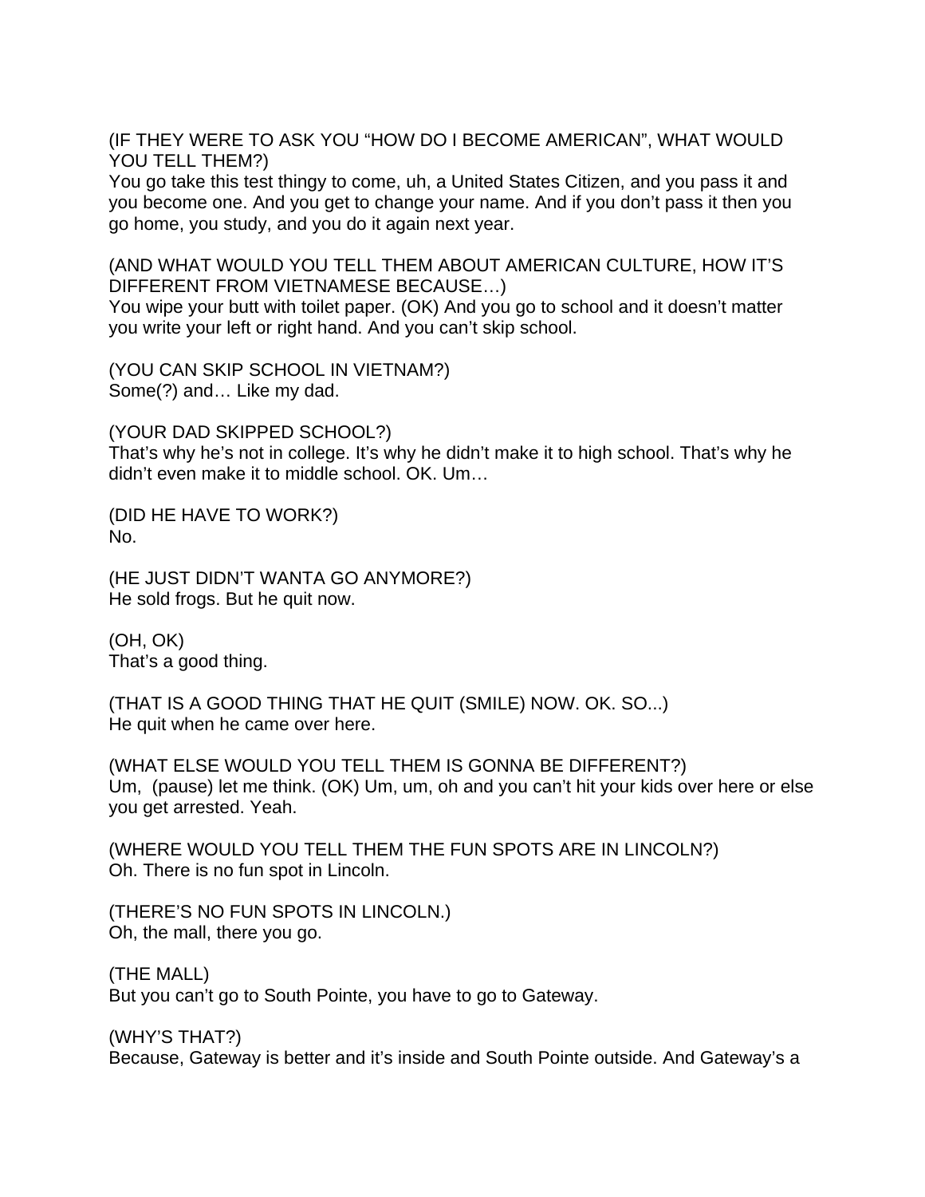(IF THEY WERE TO ASK YOU “HOW DO I BECOME AMERICAN”, WHAT WOULD YOU TELL THEM?)
You go take this test thingy to come, uh, a United States Citizen, and you pass it and you become one. And you get to change your name. And if you don’t pass it then you go home, you study, and you do it again next year.

(AND WHAT WOULD YOU TELL THEM ABOUT AMERICAN CULTURE, HOW IT’S DIFFERENT FROM VIETNAMESE BECAUSE…)
You wipe your butt with toilet paper. (OK) And you go to school and it doesn’t matter you write your left or right hand. And you can’t skip school.

(YOU CAN SKIP SCHOOL IN VIETNAM?)
Some(?) and… Like my dad.

(YOUR DAD SKIPPED SCHOOL?)
That’s why he’s not in college. It’s why he didn’t make it to high school. That’s why he didn’t even make it to middle school. OK. Um…

(DID HE HAVE TO WORK?)
No.

(HE JUST DIDN’T WANTA GO ANYMORE?)
He sold frogs. But he quit now.

(OH, OK)
That’s a good thing.

(THAT IS A GOOD THING THAT HE QUIT (SMILE) NOW. OK. SO...)
He quit when he came over here.

(WHAT ELSE WOULD YOU TELL THEM IS GONNA BE DIFFERENT?)
Um, (pause) let me think. (OK) Um, um, oh and you can’t hit your kids over here or else you get arrested. Yeah.

(WHERE WOULD YOU TELL THEM THE FUN SPOTS ARE IN LINCOLN?)
Oh. There is no fun spot in Lincoln.

(THERE’S NO FUN SPOTS IN LINCOLN.)
Oh, the mall, there you go.

(THE MALL)
But you can’t go to South Pointe, you have to go to Gateway.

(WHY’S THAT?)
Because, Gateway is better and it’s inside and South Pointe outside. And Gateway’s a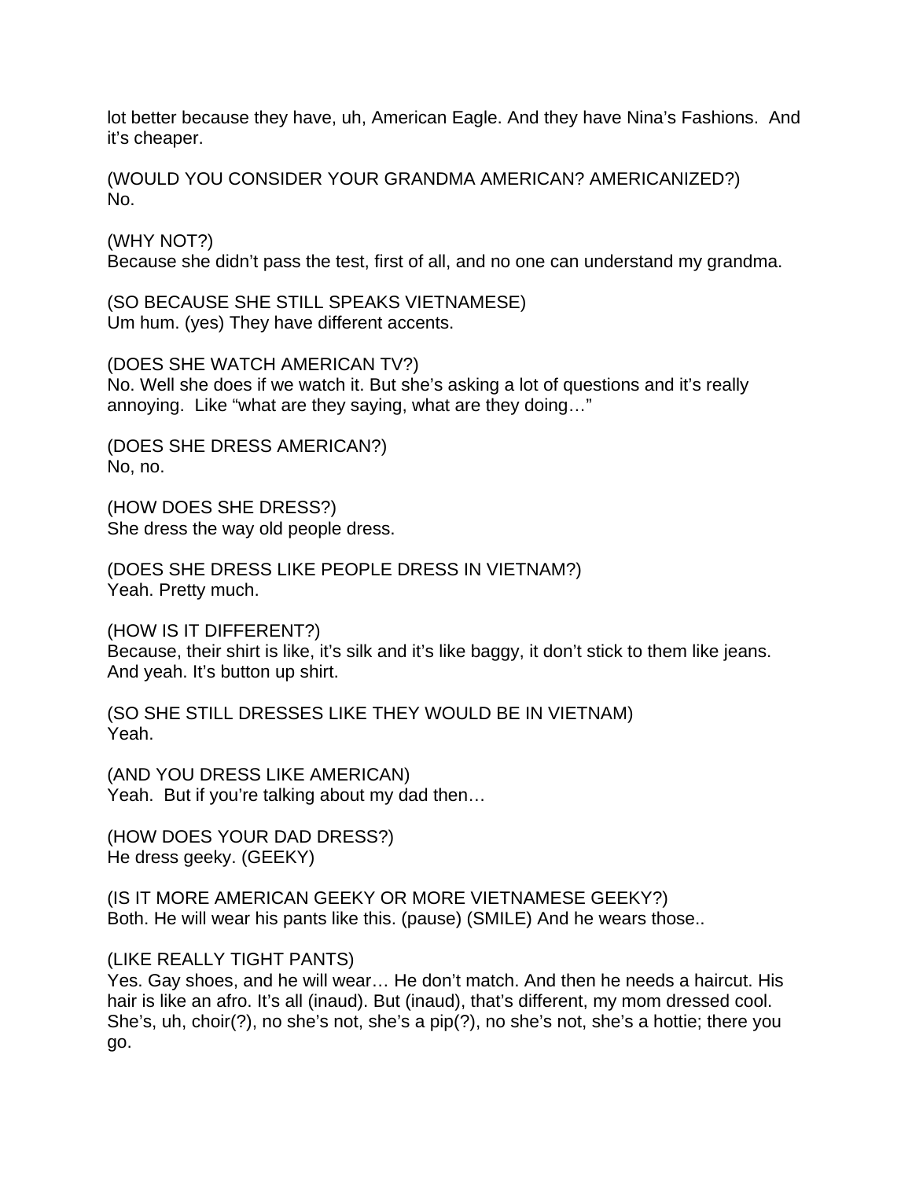lot better because they have, uh, American Eagle. And they have Nina's Fashions. And it's cheaper.

(WOULD YOU CONSIDER YOUR GRANDMA AMERICAN? AMERICANIZED?)
No.

(WHY NOT?)
Because she didn't pass the test, first of all, and no one can understand my grandma.

(SO BECAUSE SHE STILL SPEAKS VIETNAMESE)
Um hum. (yes) They have different accents.

(DOES SHE WATCH AMERICAN TV?)
No. Well she does if we watch it. But she's asking a lot of questions and it's really annoying. Like "what are they saying, what are they doing…"

(DOES SHE DRESS AMERICAN?)
No, no.

(HOW DOES SHE DRESS?)
She dress the way old people dress.

(DOES SHE DRESS LIKE PEOPLE DRESS IN VIETNAM?)
Yeah. Pretty much.

(HOW IS IT DIFFERENT?)
Because, their shirt is like, it's silk and it's like baggy, it don't stick to them like jeans. And yeah. It's button up shirt.

(SO SHE STILL DRESSES LIKE THEY WOULD BE IN VIETNAM)
Yeah.

(AND YOU DRESS LIKE AMERICAN)
Yeah. But if you're talking about my dad then…

(HOW DOES YOUR DAD DRESS?)
He dress geeky. (GEEKY)

(IS IT MORE AMERICAN GEEKY OR MORE VIETNAMESE GEEKY?)
Both. He will wear his pants like this. (pause) (SMILE) And he wears those..

(LIKE REALLY TIGHT PANTS)
Yes. Gay shoes, and he will wear… He don't match. And then he needs a haircut. His hair is like an afro. It's all (inaud). But (inaud), that's different, my mom dressed cool. She's, uh, choir(?), no she's not, she's a pip(?), no she's not, she's a hottie; there you go.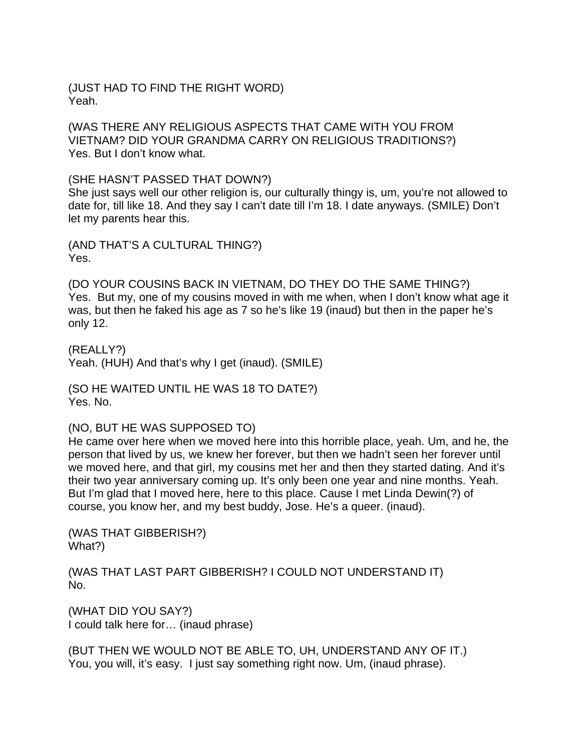(JUST HAD TO FIND THE RIGHT WORD)
Yeah.

(WAS THERE ANY RELIGIOUS ASPECTS THAT CAME WITH YOU FROM VIETNAM? DID YOUR GRANDMA CARRY ON RELIGIOUS TRADITIONS?)
Yes. But I don't know what.

(SHE HASN'T PASSED THAT DOWN?)
She just says well our other religion is, our culturally thingy is, um, you're not allowed to date for, till like 18. And they say I can't date till I'm 18. I date anyways. (SMILE) Don't let my parents hear this.

(AND THAT'S A CULTURAL THING?)
Yes.

(DO YOUR COUSINS BACK IN VIETNAM, DO THEY DO THE SAME THING?)
Yes. But my, one of my cousins moved in with me when, when I don't know what age it was, but then he faked his age as 7 so he's like 19 (inaud) but then in the paper he's only 12.

(REALLY?)
Yeah. (HUH) And that's why I get (inaud). (SMILE)

(SO HE WAITED UNTIL HE WAS 18 TO DATE?)
Yes. No.

(NO, BUT HE WAS SUPPOSED TO)
He came over here when we moved here into this horrible place, yeah. Um, and he, the person that lived by us, we knew her forever, but then we hadn't seen her forever until we moved here, and that girl, my cousins met her and then they started dating. And it's their two year anniversary coming up. It's only been one year and nine months. Yeah. But I'm glad that I moved here, here to this place. Cause I met Linda Dewin(?) of course, you know her, and my best buddy, Jose. He's a queer. (inaud).

(WAS THAT GIBBERISH?)
What?)

(WAS THAT LAST PART GIBBERISH? I COULD NOT UNDERSTAND IT)
No.

(WHAT DID YOU SAY?)
I could talk here for… (inaud phrase)

(BUT THEN WE WOULD NOT BE ABLE TO, UH, UNDERSTAND ANY OF IT.)
You, you will, it's easy. I just say something right now. Um, (inaud phrase).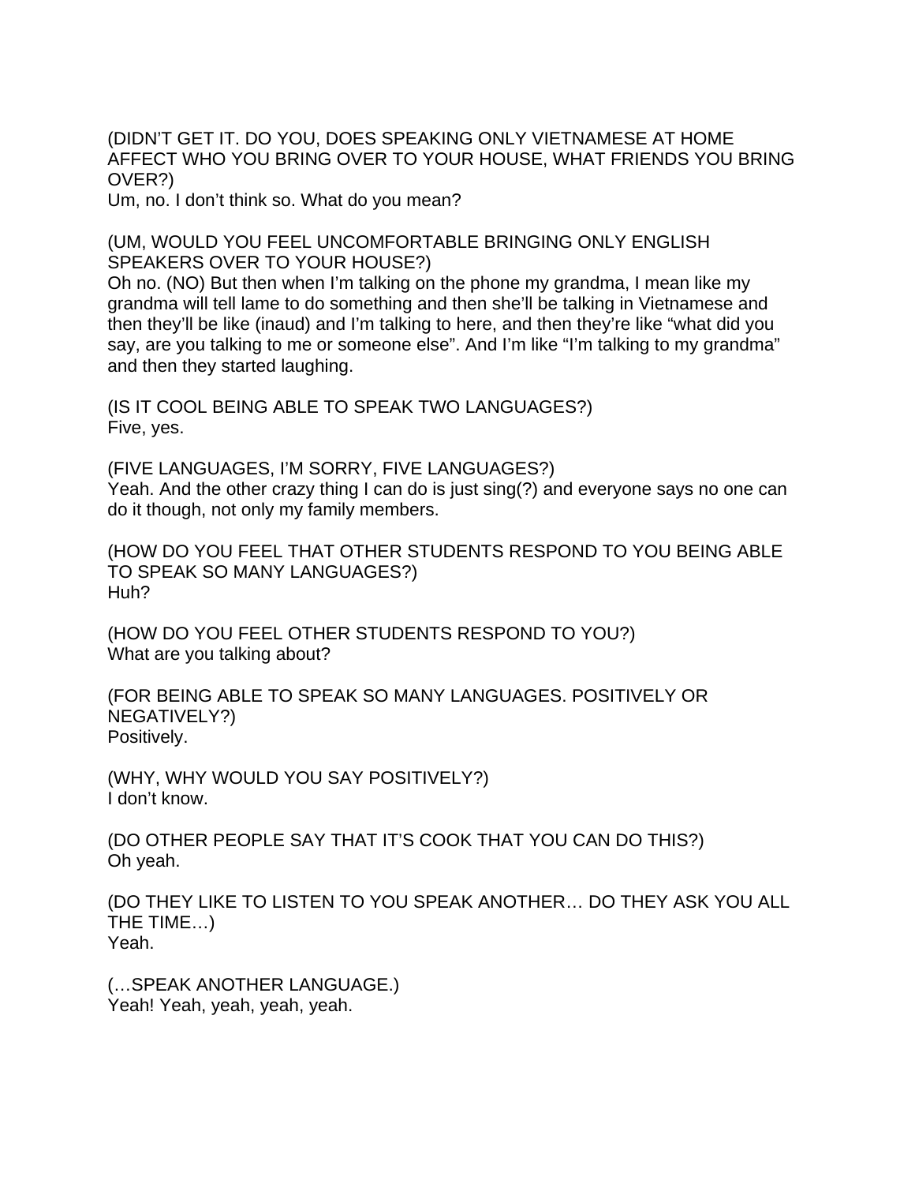(DIDN'T GET IT. DO YOU, DOES SPEAKING ONLY VIETNAMESE AT HOME AFFECT WHO YOU BRING OVER TO YOUR HOUSE, WHAT FRIENDS YOU BRING OVER?)
Um, no. I don't think so. What do you mean?

(UM, WOULD YOU FEEL UNCOMFORTABLE BRINGING ONLY ENGLISH SPEAKERS OVER TO YOUR HOUSE?)
Oh no. (NO) But then when I'm talking on the phone my grandma, I mean like my grandma will tell lame to do something and then she'll be talking in Vietnamese and then they'll be like (inaud) and I'm talking to here, and then they're like "what did you say, are you talking to me or someone else". And I'm like "I'm talking to my grandma" and then they started laughing.

(IS IT COOL BEING ABLE TO SPEAK TWO LANGUAGES?)
Five, yes.

(FIVE LANGUAGES, I'M SORRY, FIVE LANGUAGES?)
Yeah. And the other crazy thing I can do is just sing(?) and everyone says no one can do it though, not only my family members.

(HOW DO YOU FEEL THAT OTHER STUDENTS RESPOND TO YOU BEING ABLE TO SPEAK SO MANY LANGUAGES?)
Huh?

(HOW DO YOU FEEL OTHER STUDENTS RESPOND TO YOU?)
What are you talking about?

(FOR BEING ABLE TO SPEAK SO MANY LANGUAGES. POSITIVELY OR NEGATIVELY?)
Positively.

(WHY, WHY WOULD YOU SAY POSITIVELY?)
I don't know.

(DO OTHER PEOPLE SAY THAT IT'S COOK THAT YOU CAN DO THIS?)
Oh yeah.

(DO THEY LIKE TO LISTEN TO YOU SPEAK ANOTHER… DO THEY ASK YOU ALL THE TIME…)
Yeah.

(…SPEAK ANOTHER LANGUAGE.)
Yeah! Yeah, yeah, yeah, yeah.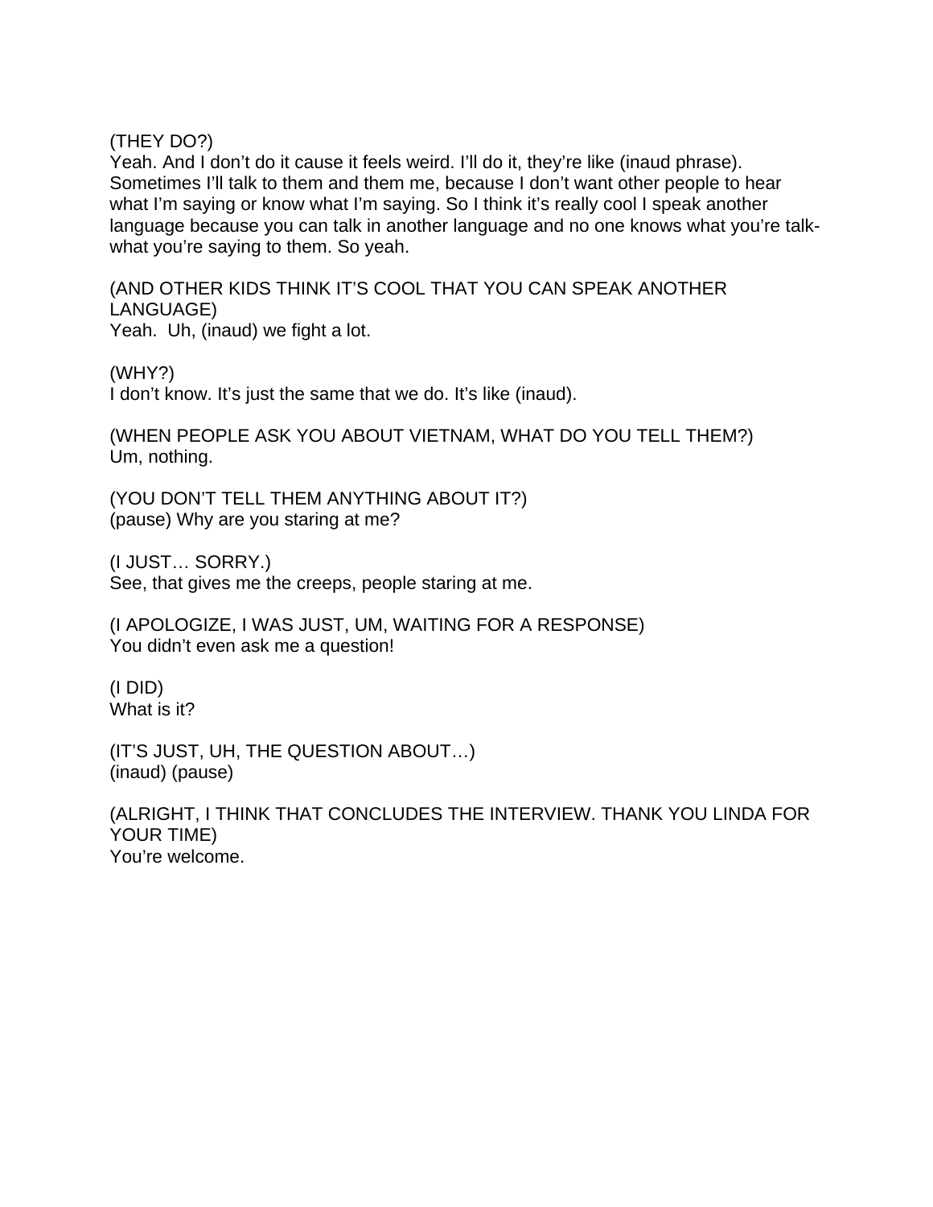(THEY DO?)
Yeah. And I don't do it cause it feels weird. I'll do it, they're like (inaud phrase). Sometimes I'll talk to them and them me, because I don't want other people to hear what I'm saying or know what I'm saying. So I think it's really cool I speak another language because you can talk in another language and no one knows what you're talk- what you're saying to them. So yeah.

(AND OTHER KIDS THINK IT'S COOL THAT YOU CAN SPEAK ANOTHER LANGUAGE)
Yeah. Uh, (inaud) we fight a lot.

(WHY?)
I don't know. It's just the same that we do. It's like (inaud).

(WHEN PEOPLE ASK YOU ABOUT VIETNAM, WHAT DO YOU TELL THEM?)
Um, nothing.

(YOU DON'T TELL THEM ANYTHING ABOUT IT?)
(pause) Why are you staring at me?

(I JUST… SORRY.)
See, that gives me the creeps, people staring at me.

(I APOLOGIZE, I WAS JUST, UM, WAITING FOR A RESPONSE)
You didn't even ask me a question!

(I DID)
What is it?

(IT'S JUST, UH, THE QUESTION ABOUT…)
(inaud) (pause)

(ALRIGHT, I THINK THAT CONCLUDES THE INTERVIEW. THANK YOU LINDA FOR YOUR TIME)
You're welcome.